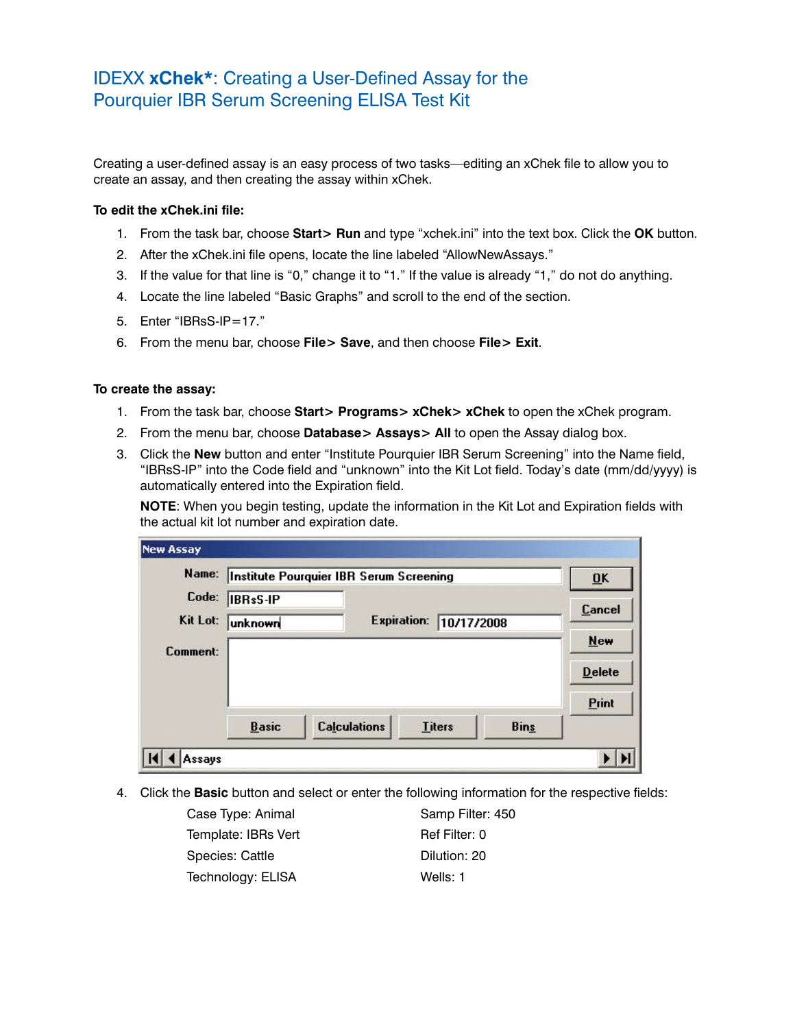# IDEXX **xChek***: Creating a User-Defined Assay for the Pourquier IBR Serum Screening ELISA Test Kit

Creating a user-defined assay is an easy process of two tasks—editing an xChek file to allow you to create an assay, and then creating the assay within xChek.

**To edit the xChek.ini file:**

1. From the task bar, choose **Start> Run** and type "xchek.ini" into the text box. Click the **OK** button.
2. After the xChek.ini file opens, locate the line labeled "AllowNewAssays."
3. If the value for that line is "0," change it to "1." If the value is already "1," do not do anything.
4. Locate the line labeled "Basic Graphs" and scroll to the end of the section.
5. Enter "IBRsS-IP=17."
6. From the menu bar, choose **File> Save**, and then choose **File> Exit**.

**To create the assay:**

1. From the task bar, choose **Start> Programs> xChek> xChek** to open the xChek program.
2. From the menu bar, choose **Database> Assays> All** to open the Assay dialog box.
3. Click the **New** button and enter "Institute Pourquier IBR Serum Screening" into the Name field, "IBRsS-IP" into the Code field and "unknown" into the Kit Lot field. Today's date (mm/dd/yyyy) is automatically entered into the Expiration field.

   **NOTE**: When you begin testing, update the information in the Kit Lot and Expiration fields with the actual kit lot number and expiration date.

   New Assay

   Name: Institute Pourquier IBR Serum Screening
   Code: IBRsS-IP
   Kit Lot: unknown    Expiration: 10/17/2008
   Comment:

   OK | Cancel | New | Delete | Print
   Basic | Calculations | Titers | Bins
   Assays

4. Click the **Basic** button and select or enter the following information for the respective fields:

   Case Type: Animal
   Template: IBRs Vert
   Species: Cattle
   Technology: ELISA
   Samp Filter: 450
   Ref Filter: 0
   Dilution: 20
   Wells: 1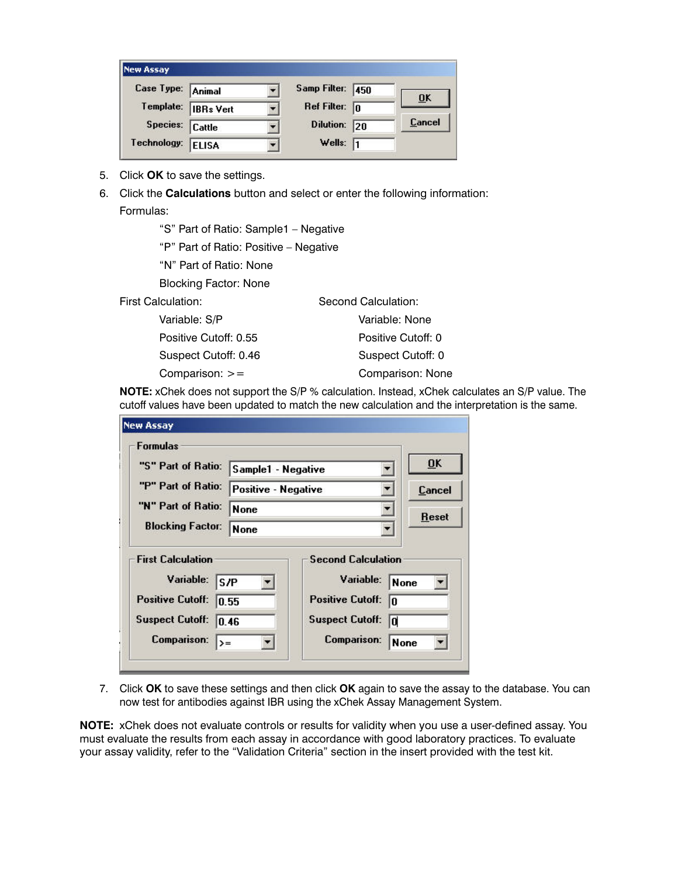| New Assay | | | |
|---|---|---|---|
| Case Type: | Animal | Samp Filter: | 450 |
| Template: | IBRs Vert | Ref Filter: | 0 |
| Species: | Cattle | Dilution: | 20 |
| Technology: | ELISA | Wells: | 1 |

5. Click **OK** to save the settings.
6. Click the **Calculations** button and select or enter the following information:

   Formulas:

   "S" Part of Ratio: Sample1 – Negative

   "P" Part of Ratio: Positive – Negative

   "N" Part of Ratio: None

   Blocking Factor: None

   First Calculation:

   Variable: S/P

   Positive Cutoff: 0.55

   Suspect Cutoff: 0.46

   Comparison: >=

   Second Calculation:

   Variable: None

   Positive Cutoff: 0

   Suspect Cutoff: 0

   Comparison: None

   **NOTE:** xChek does not support the S/P % calculation. Instead, xChek calculates an S/P value. The cutoff values have been updated to match the new calculation and the interpretation is the same.

| New Assay – Formulas | |
|---|---|
| "S" Part of Ratio: | Sample1 - Negative |
| "P" Part of Ratio: | Positive - Negative |
| "N" Part of Ratio: | None |
| Blocking Factor: | None |

| First Calculation | | Second Calculation | |
|---|---|---|---|
| Variable: | S/P | Variable: | None |
| Positive Cutoff: | 0.55 | Positive Cutoff: | 0 |
| Suspect Cutoff: | 0.46 | Suspect Cutoff: | 0 |
| Comparison: | >= | Comparison: | None |

7. Click **OK** to save these settings and then click **OK** again to save the assay to the database. You can now test for antibodies against IBR using the xChek Assay Management System.

**NOTE:** xChek does not evaluate controls or results for validity when you use a user-defined assay. You must evaluate the results from each assay in accordance with good laboratory practices. To evaluate your assay validity, refer to the "Validation Criteria" section in the insert provided with the test kit.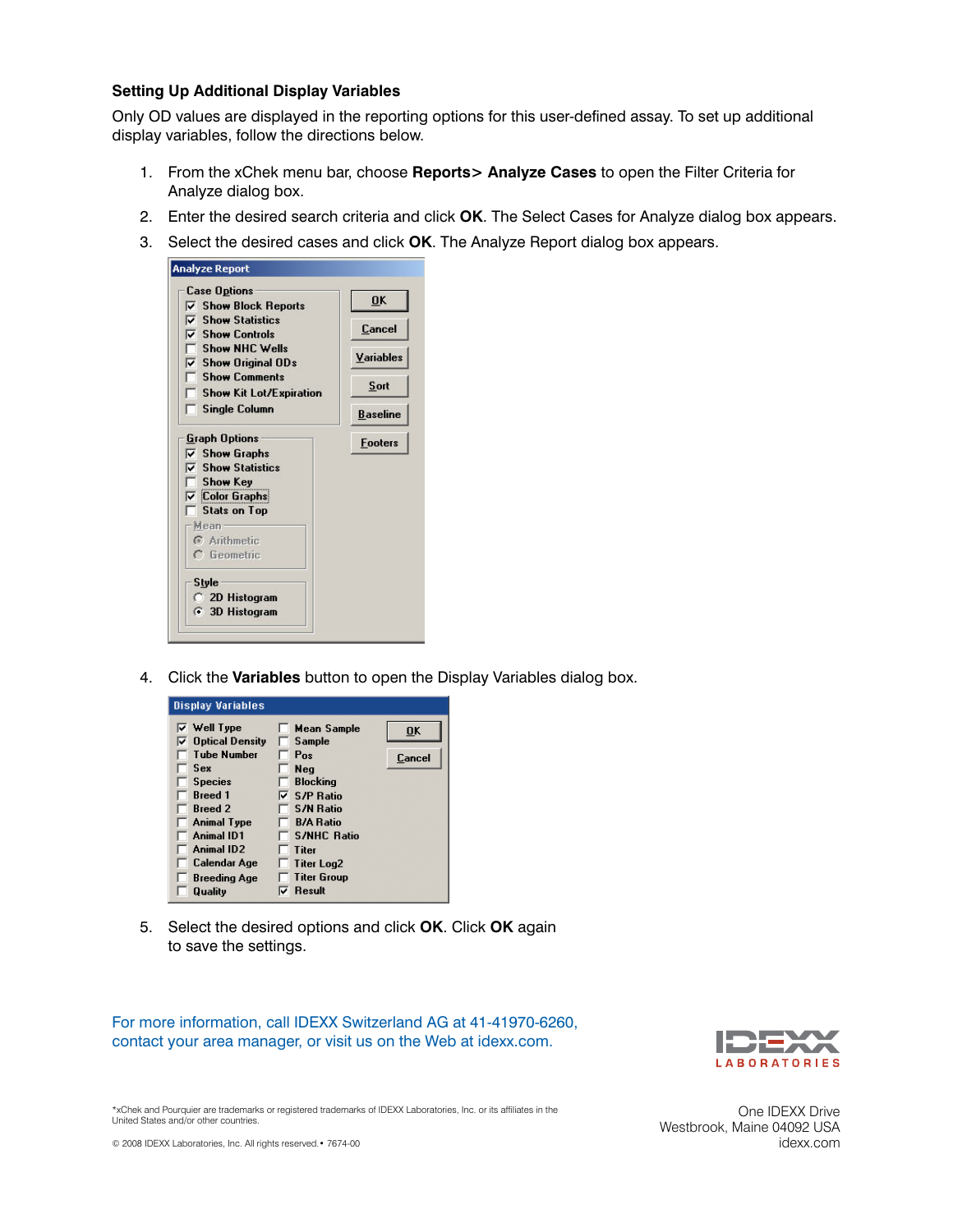### Setting Up Additional Display Variables

Only OD values are displayed in the reporting options for this user-defined assay. To set up additional display variables, follow the directions below.

1. From the xChek menu bar, choose **Reports> Analyze Cases** to open the Filter Criteria for Analyze dialog box.
2. Enter the desired search criteria and click **OK**. The Select Cases for Analyze dialog box appears.
3. Select the desired cases and click **OK**. The Analyze Report dialog box appears.
4. Click the **Variables** button to open the Display Variables dialog box.
5. Select the desired options and click **OK**. Click **OK** again to save the settings.

For more information, call IDEXX Switzerland AG at 41-41970-6260, contact your area manager, or visit us on the Web at idexx.com.

*xChek and Pourquier are trademarks or registered trademarks of IDEXX Laboratories, Inc. or its affiliates in the United States and/or other countries.

© 2008 IDEXX Laboratories, Inc. All rights reserved. • 7674-00

One IDEXX Drive
Westbrook, Maine 04092 USA
idexx.com